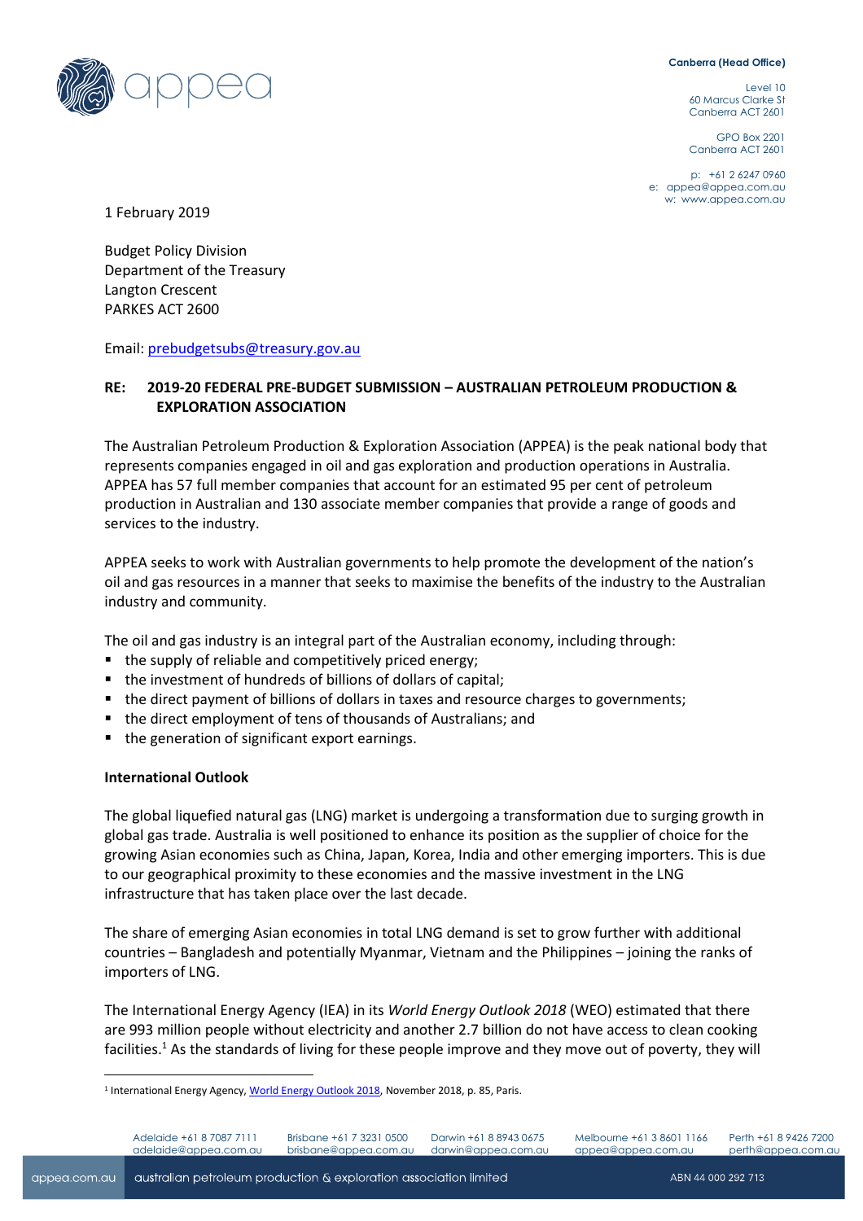Canberra (Head Office)

Level 10
60 Marcus Clarke St
Canberra ACT 2601

GPO Box 2201
Canberra ACT 2601

p: +61 2 6247 0960
e: appea@appea.com.au
w: www.appea.com.au

1 February 2019

Budget Policy Division
Department of the Treasury
Langton Crescent
PARKES ACT 2600

Email: prebudgetsubs@treasury.gov.au

**RE: 2019-20 FEDERAL PRE-BUDGET SUBMISSION – AUSTRALIAN PETROLEUM PRODUCTION & EXPLORATION ASSOCIATION**

The Australian Petroleum Production & Exploration Association (APPEA) is the peak national body that represents companies engaged in oil and gas exploration and production operations in Australia. APPEA has 57 full member companies that account for an estimated 95 per cent of petroleum production in Australian and 130 associate member companies that provide a range of goods and services to the industry.

APPEA seeks to work with Australian governments to help promote the development of the nation's oil and gas resources in a manner that seeks to maximise the benefits of the industry to the Australian industry and community.

The oil and gas industry is an integral part of the Australian economy, including through:

- the supply of reliable and competitively priced energy;
- the investment of hundreds of billions of dollars of capital;
- the direct payment of billions of dollars in taxes and resource charges to governments;
- the direct employment of tens of thousands of Australians; and
- the generation of significant export earnings.

**International Outlook**

The global liquefied natural gas (LNG) market is undergoing a transformation due to surging growth in global gas trade. Australia is well positioned to enhance its position as the supplier of choice for the growing Asian economies such as China, Japan, Korea, India and other emerging importers. This is due to our geographical proximity to these economies and the massive investment in the LNG infrastructure that has taken place over the last decade.

The share of emerging Asian economies in total LNG demand is set to grow further with additional countries – Bangladesh and potentially Myanmar, Vietnam and the Philippines – joining the ranks of importers of LNG.

The International Energy Agency (IEA) in its *World Energy Outlook 2018* (WEO) estimated that there are 993 million people without electricity and another 2.7 billion do not have access to clean cooking facilities.[1] As the standards of living for these people improve and they move out of poverty, they will

[1] International Energy Agency, World Energy Outlook 2018, November 2018, p. 85, Paris.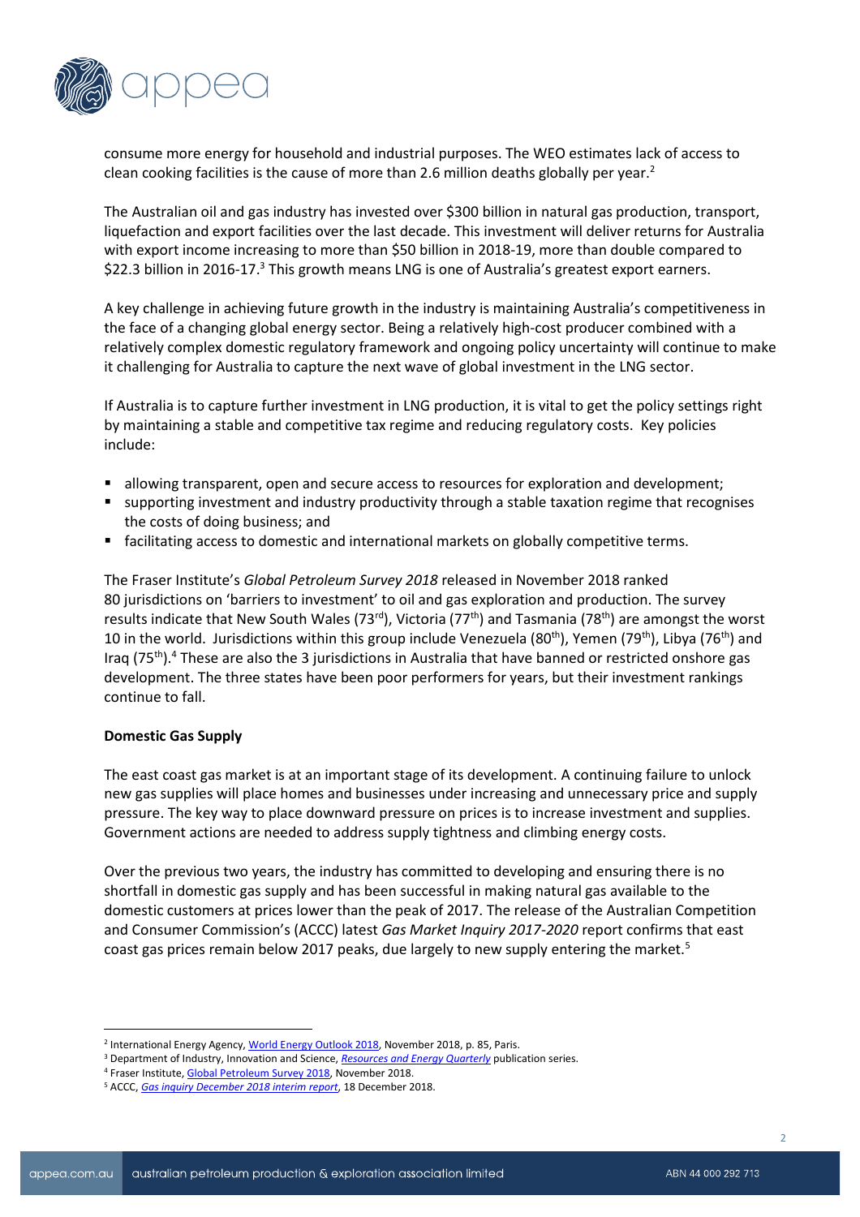consume more energy for household and industrial purposes. The WEO estimates lack of access to clean cooking facilities is the cause of more than 2.6 million deaths globally per year.[2]

The Australian oil and gas industry has invested over $300 billion in natural gas production, transport, liquefaction and export facilities over the last decade. This investment will deliver returns for Australia with export income increasing to more than $50 billion in 2018-19, more than double compared to $22.3 billion in 2016-17.[3] This growth means LNG is one of Australia's greatest export earners.

A key challenge in achieving future growth in the industry is maintaining Australia's competitiveness in the face of a changing global energy sector. Being a relatively high-cost producer combined with a relatively complex domestic regulatory framework and ongoing policy uncertainty will continue to make it challenging for Australia to capture the next wave of global investment in the LNG sector.

If Australia is to capture further investment in LNG production, it is vital to get the policy settings right by maintaining a stable and competitive tax regime and reducing regulatory costs. Key policies include:

- allowing transparent, open and secure access to resources for exploration and development;
- supporting investment and industry productivity through a stable taxation regime that recognises the costs of doing business; and
- facilitating access to domestic and international markets on globally competitive terms.

The Fraser Institute's *Global Petroleum Survey 2018* released in November 2018 ranked 80 jurisdictions on 'barriers to investment' to oil and gas exploration and production. The survey results indicate that New South Wales (73rd), Victoria (77th) and Tasmania (78th) are amongst the worst 10 in the world. Jurisdictions within this group include Venezuela (80th), Yemen (79th), Libya (76th) and Iraq (75th).[4] These are also the 3 jurisdictions in Australia that have banned or restricted onshore gas development. The three states have been poor performers for years, but their investment rankings continue to fall.

**Domestic Gas Supply**

The east coast gas market is at an important stage of its development. A continuing failure to unlock new gas supplies will place homes and businesses under increasing and unnecessary price and supply pressure. The key way to place downward pressure on prices is to increase investment and supplies. Government actions are needed to address supply tightness and climbing energy costs.

Over the previous two years, the industry has committed to developing and ensuring there is no shortfall in domestic gas supply and has been successful in making natural gas available to the domestic customers at prices lower than the peak of 2017. The release of the Australian Competition and Consumer Commission's (ACCC) latest *Gas Market Inquiry 2017-2020* report confirms that east coast gas prices remain below 2017 peaks, due largely to new supply entering the market.[5]

---

[2] International Energy Agency, World Energy Outlook 2018, November 2018, p. 85, Paris.
[3] Department of Industry, Innovation and Science, *Resources and Energy Quarterly* publication series.
[4] Fraser Institute, Global Petroleum Survey 2018, November 2018.
[5] ACCC, *Gas inquiry December 2018 interim report*, 18 December 2018.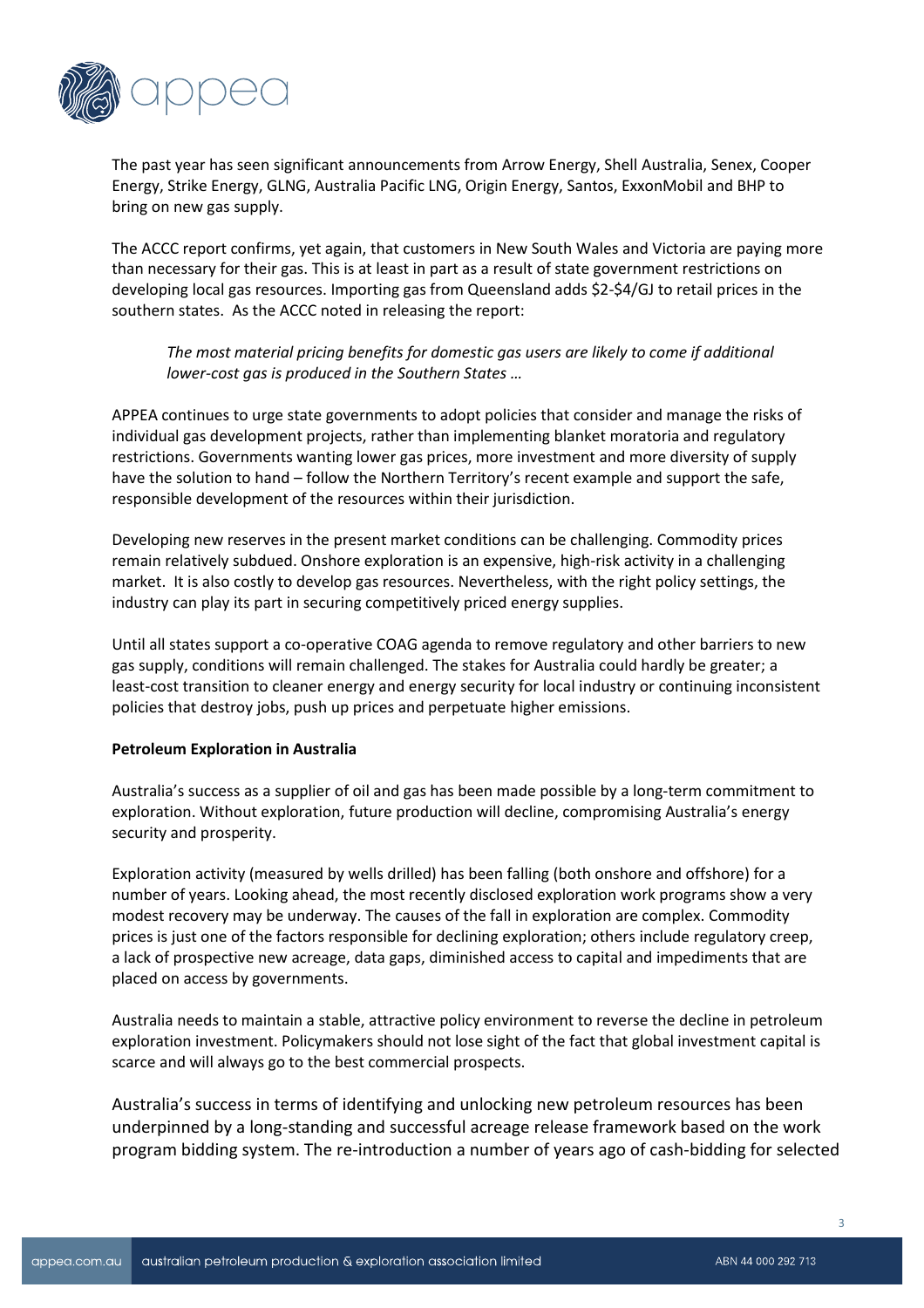The past year has seen significant announcements from Arrow Energy, Shell Australia, Senex, Cooper Energy, Strike Energy, GLNG, Australia Pacific LNG, Origin Energy, Santos, ExxonMobil and BHP to bring on new gas supply.

The ACCC report confirms, yet again, that customers in New South Wales and Victoria are paying more than necessary for their gas. This is at least in part as a result of state government restrictions on developing local gas resources. Importing gas from Queensland adds $2-$4/GJ to retail prices in the southern states. As the ACCC noted in releasing the report:

> *The most material pricing benefits for domestic gas users are likely to come if additional lower-cost gas is produced in the Southern States …*

APPEA continues to urge state governments to adopt policies that consider and manage the risks of individual gas development projects, rather than implementing blanket moratoria and regulatory restrictions. Governments wanting lower gas prices, more investment and more diversity of supply have the solution to hand – follow the Northern Territory's recent example and support the safe, responsible development of the resources within their jurisdiction.

Developing new reserves in the present market conditions can be challenging. Commodity prices remain relatively subdued. Onshore exploration is an expensive, high-risk activity in a challenging market. It is also costly to develop gas resources. Nevertheless, with the right policy settings, the industry can play its part in securing competitively priced energy supplies.

Until all states support a co-operative COAG agenda to remove regulatory and other barriers to new gas supply, conditions will remain challenged. The stakes for Australia could hardly be greater; a least-cost transition to cleaner energy and energy security for local industry or continuing inconsistent policies that destroy jobs, push up prices and perpetuate higher emissions.

**Petroleum Exploration in Australia**

Australia's success as a supplier of oil and gas has been made possible by a long-term commitment to exploration. Without exploration, future production will decline, compromising Australia's energy security and prosperity.

Exploration activity (measured by wells drilled) has been falling (both onshore and offshore) for a number of years. Looking ahead, the most recently disclosed exploration work programs show a very modest recovery may be underway. The causes of the fall in exploration are complex. Commodity prices is just one of the factors responsible for declining exploration; others include regulatory creep, a lack of prospective new acreage, data gaps, diminished access to capital and impediments that are placed on access by governments.

Australia needs to maintain a stable, attractive policy environment to reverse the decline in petroleum exploration investment. Policymakers should not lose sight of the fact that global investment capital is scarce and will always go to the best commercial prospects.

Australia's success in terms of identifying and unlocking new petroleum resources has been underpinned by a long-standing and successful acreage release framework based on the work program bidding system. The re-introduction a number of years ago of cash-bidding for selected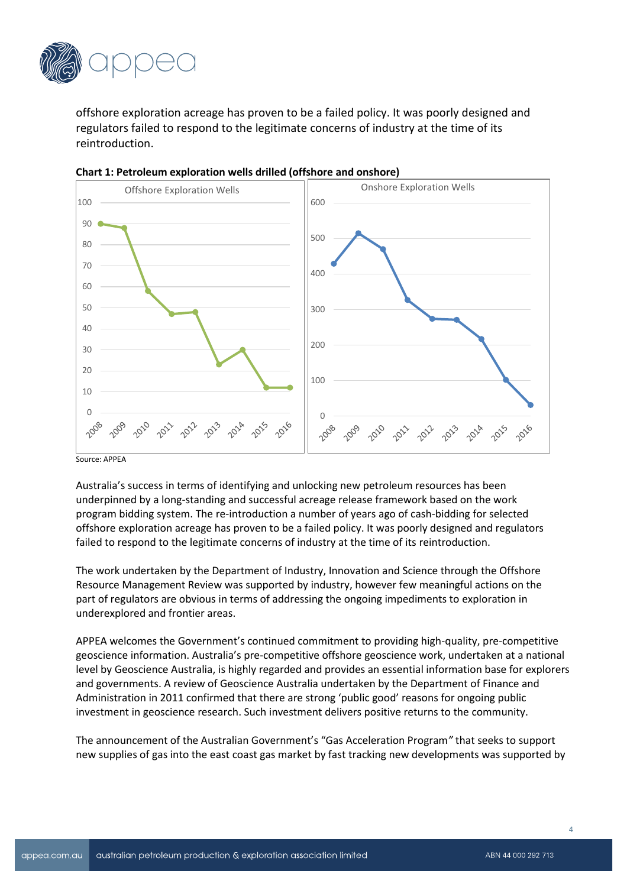offshore exploration acreage has proven to be a failed policy. It was poorly designed and regulators failed to respond to the legitimate concerns of industry at the time of its reintroduction.

**Chart 1: Petroleum exploration wells drilled (offshore and onshore)**

Source: APPEA

Australia's success in terms of identifying and unlocking new petroleum resources has been underpinned by a long-standing and successful acreage release framework based on the work program bidding system. The re-introduction a number of years ago of cash-bidding for selected offshore exploration acreage has proven to be a failed policy. It was poorly designed and regulators failed to respond to the legitimate concerns of industry at the time of its reintroduction.

The work undertaken by the Department of Industry, Innovation and Science through the Offshore Resource Management Review was supported by industry, however few meaningful actions on the part of regulators are obvious in terms of addressing the ongoing impediments to exploration in underexplored and frontier areas.

APPEA welcomes the Government's continued commitment to providing high-quality, pre-competitive geoscience information. Australia's pre-competitive offshore geoscience work, undertaken at a national level by Geoscience Australia, is highly regarded and provides an essential information base for explorers and governments. A review of Geoscience Australia undertaken by the Department of Finance and Administration in 2011 confirmed that there are strong 'public good' reasons for ongoing public investment in geoscience research. Such investment delivers positive returns to the community.

The announcement of the Australian Government's "Gas Acceleration Program" that seeks to support new supplies of gas into the east coast gas market by fast tracking new developments was supported by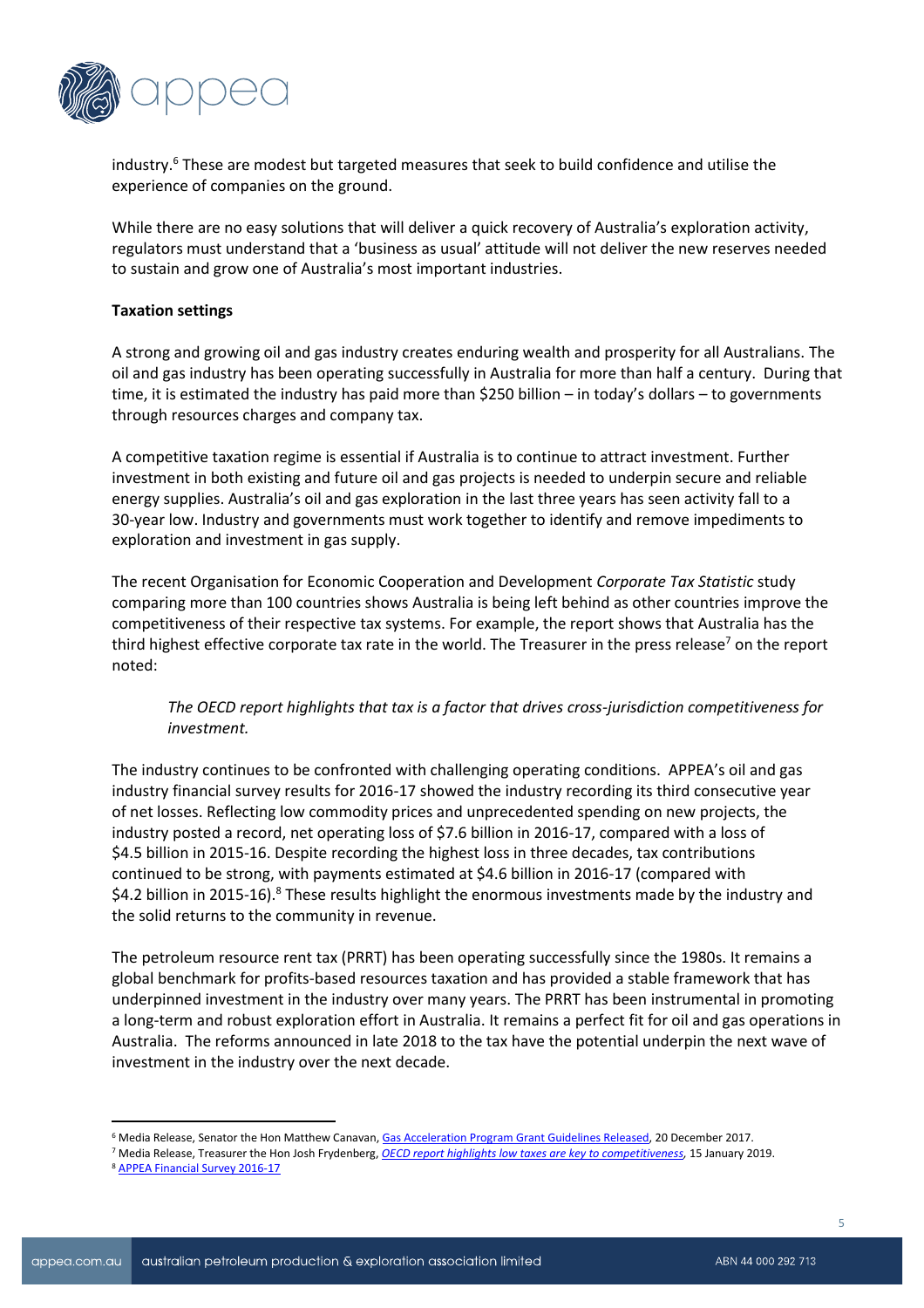industry.[6] These are modest but targeted measures that seek to build confidence and utilise the experience of companies on the ground.

While there are no easy solutions that will deliver a quick recovery of Australia's exploration activity, regulators must understand that a 'business as usual' attitude will not deliver the new reserves needed to sustain and grow one of Australia's most important industries.

**Taxation settings**

A strong and growing oil and gas industry creates enduring wealth and prosperity for all Australians. The oil and gas industry has been operating successfully in Australia for more than half a century. During that time, it is estimated the industry has paid more than $250 billion – in today's dollars – to governments through resources charges and company tax.

A competitive taxation regime is essential if Australia is to continue to attract investment. Further investment in both existing and future oil and gas projects is needed to underpin secure and reliable energy supplies. Australia's oil and gas exploration in the last three years has seen activity fall to a 30-year low. Industry and governments must work together to identify and remove impediments to exploration and investment in gas supply.

The recent Organisation for Economic Cooperation and Development *Corporate Tax Statistic* study comparing more than 100 countries shows Australia is being left behind as other countries improve the competitiveness of their respective tax systems. For example, the report shows that Australia has the third highest effective corporate tax rate in the world. The Treasurer in the press release[7] on the report noted:

> *The OECD report highlights that tax is a factor that drives cross-jurisdiction competitiveness for investment.*

The industry continues to be confronted with challenging operating conditions. APPEA's oil and gas industry financial survey results for 2016-17 showed the industry recording its third consecutive year of net losses. Reflecting low commodity prices and unprecedented spending on new projects, the industry posted a record, net operating loss of $7.6 billion in 2016-17, compared with a loss of $4.5 billion in 2015-16. Despite recording the highest loss in three decades, tax contributions continued to be strong, with payments estimated at $4.6 billion in 2016-17 (compared with $4.2 billion in 2015-16).[8] These results highlight the enormous investments made by the industry and the solid returns to the community in revenue.

The petroleum resource rent tax (PRRT) has been operating successfully since the 1980s. It remains a global benchmark for profits-based resources taxation and has provided a stable framework that has underpinned investment in the industry over many years. The PRRT has been instrumental in promoting a long-term and robust exploration effort in Australia. It remains a perfect fit for oil and gas operations in Australia. The reforms announced in late 2018 to the tax have the potential underpin the next wave of investment in the industry over the next decade.

---

[6] Media Release, Senator the Hon Matthew Canavan, Gas Acceleration Program Grant Guidelines Released, 20 December 2017.

[7] Media Release, Treasurer the Hon Josh Frydenberg, *OECD report highlights low taxes are key to competitiveness*, 15 January 2019.

[8] APPEA Financial Survey 2016-17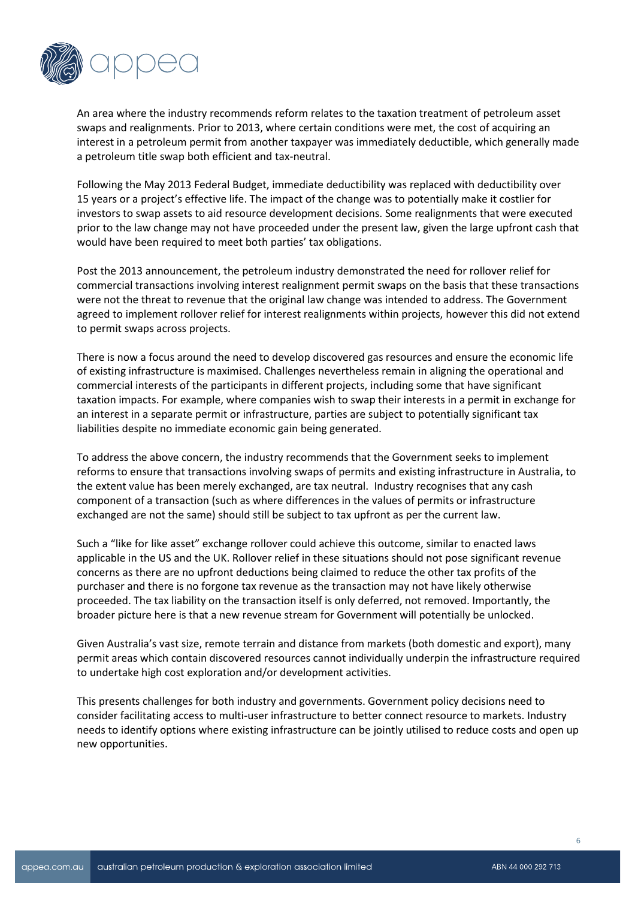An area where the industry recommends reform relates to the taxation treatment of petroleum asset swaps and realignments. Prior to 2013, where certain conditions were met, the cost of acquiring an interest in a petroleum permit from another taxpayer was immediately deductible, which generally made a petroleum title swap both efficient and tax-neutral.

Following the May 2013 Federal Budget, immediate deductibility was replaced with deductibility over 15 years or a project's effective life. The impact of the change was to potentially make it costlier for investors to swap assets to aid resource development decisions. Some realignments that were executed prior to the law change may not have proceeded under the present law, given the large upfront cash that would have been required to meet both parties' tax obligations.

Post the 2013 announcement, the petroleum industry demonstrated the need for rollover relief for commercial transactions involving interest realignment permit swaps on the basis that these transactions were not the threat to revenue that the original law change was intended to address. The Government agreed to implement rollover relief for interest realignments within projects, however this did not extend to permit swaps across projects.

There is now a focus around the need to develop discovered gas resources and ensure the economic life of existing infrastructure is maximised. Challenges nevertheless remain in aligning the operational and commercial interests of the participants in different projects, including some that have significant taxation impacts. For example, where companies wish to swap their interests in a permit in exchange for an interest in a separate permit or infrastructure, parties are subject to potentially significant tax liabilities despite no immediate economic gain being generated.

To address the above concern, the industry recommends that the Government seeks to implement reforms to ensure that transactions involving swaps of permits and existing infrastructure in Australia, to the extent value has been merely exchanged, are tax neutral. Industry recognises that any cash component of a transaction (such as where differences in the values of permits or infrastructure exchanged are not the same) should still be subject to tax upfront as per the current law.

Such a "like for like asset" exchange rollover could achieve this outcome, similar to enacted laws applicable in the US and the UK. Rollover relief in these situations should not pose significant revenue concerns as there are no upfront deductions being claimed to reduce the other tax profits of the purchaser and there is no forgone tax revenue as the transaction may not have likely otherwise proceeded. The tax liability on the transaction itself is only deferred, not removed. Importantly, the broader picture here is that a new revenue stream for Government will potentially be unlocked.

Given Australia's vast size, remote terrain and distance from markets (both domestic and export), many permit areas which contain discovered resources cannot individually underpin the infrastructure required to undertake high cost exploration and/or development activities.

This presents challenges for both industry and governments. Government policy decisions need to consider facilitating access to multi-user infrastructure to better connect resource to markets. Industry needs to identify options where existing infrastructure can be jointly utilised to reduce costs and open up new opportunities.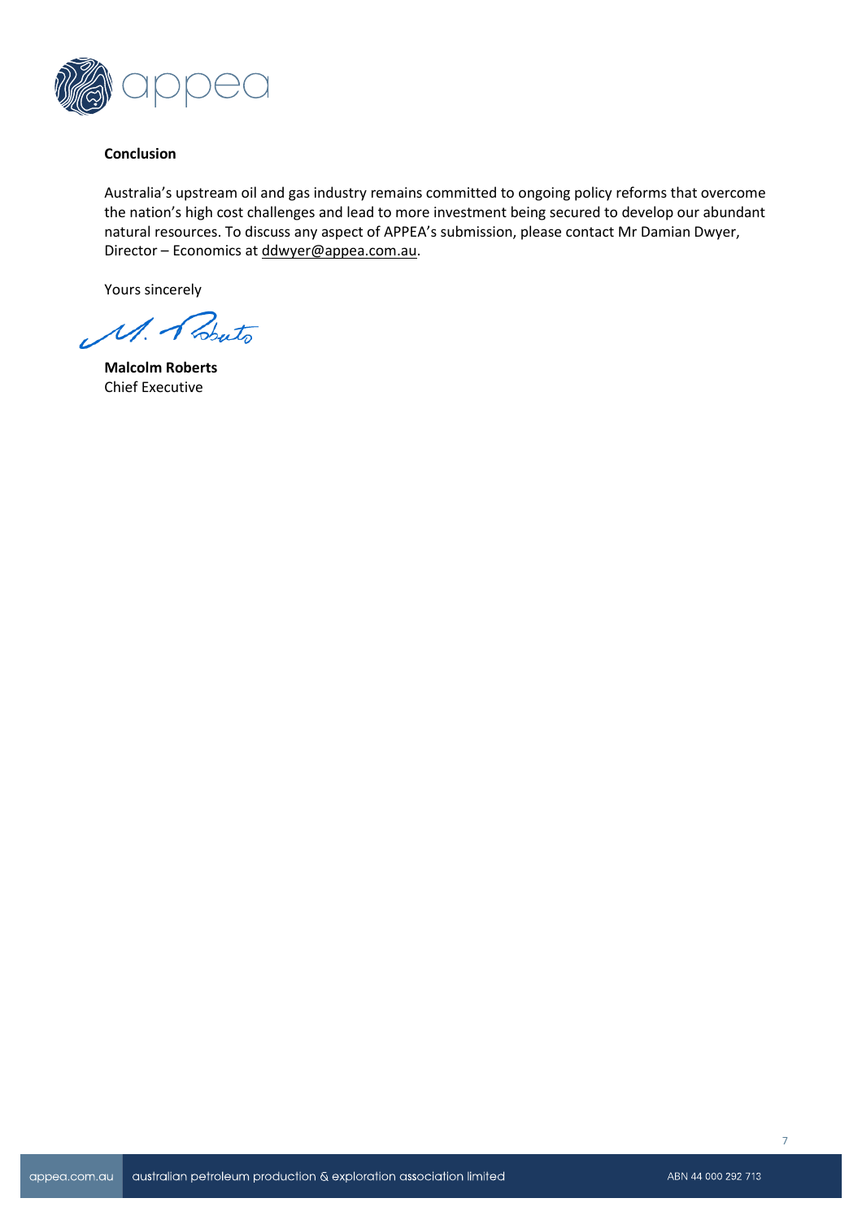**Conclusion**

Australia's upstream oil and gas industry remains committed to ongoing policy reforms that overcome the nation's high cost challenges and lead to more investment being secured to develop our abundant natural resources. To discuss any aspect of APPEA's submission, please contact Mr Damian Dwyer, Director – Economics at ddwyer@appea.com.au.

Yours sincerely

**Malcolm Roberts**
Chief Executive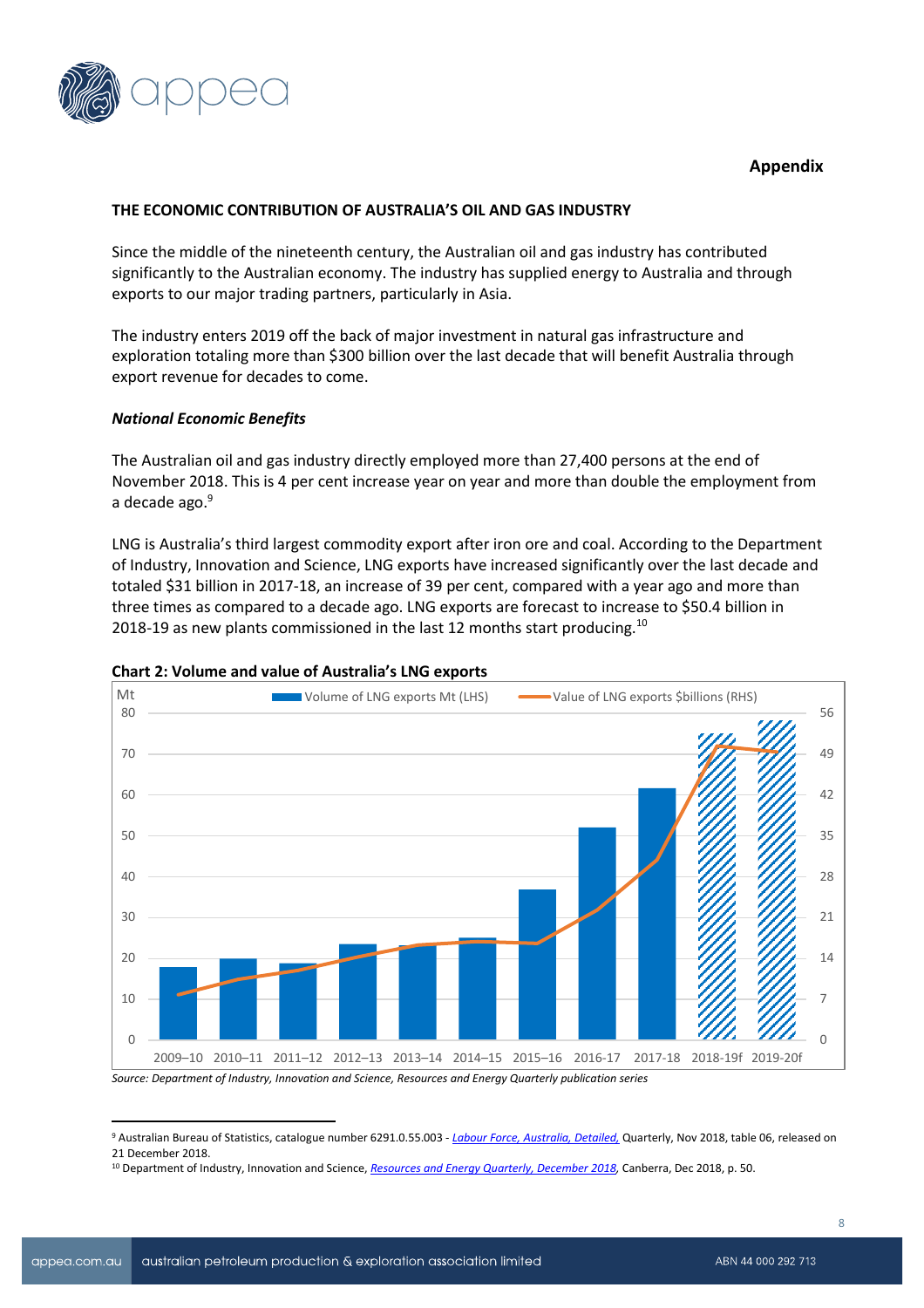**Appendix**

**THE ECONOMIC CONTRIBUTION OF AUSTRALIA'S OIL AND GAS INDUSTRY**

Since the middle of the nineteenth century, the Australian oil and gas industry has contributed significantly to the Australian economy. The industry has supplied energy to Australia and through exports to our major trading partners, particularly in Asia.

The industry enters 2019 off the back of major investment in natural gas infrastructure and exploration totaling more than $300 billion over the last decade that will benefit Australia through export revenue for decades to come.

***National Economic Benefits***

The Australian oil and gas industry directly employed more than 27,400 persons at the end of November 2018. This is 4 per cent increase year on year and more than double the employment from a decade ago.[9]

LNG is Australia's third largest commodity export after iron ore and coal. According to the Department of Industry, Innovation and Science, LNG exports have increased significantly over the last decade and totaled $31 billion in 2017-18, an increase of 39 per cent, compared with a year ago and more than three times as compared to a decade ago. LNG exports are forecast to increase to $50.4 billion in 2018-19 as new plants commissioned in the last 12 months start producing.[10]

**Chart 2: Volume and value of Australia's LNG exports**

*Source: Department of Industry, Innovation and Science, Resources and Energy Quarterly publication series*

---

[9] Australian Bureau of Statistics, catalogue number 6291.0.55.003 - *Labour Force, Australia, Detailed,* Quarterly, Nov 2018, table 06, released on 21 December 2018.

[10] Department of Industry, Innovation and Science, *Resources and Energy Quarterly, December 2018*, Canberra, Dec 2018, p. 50.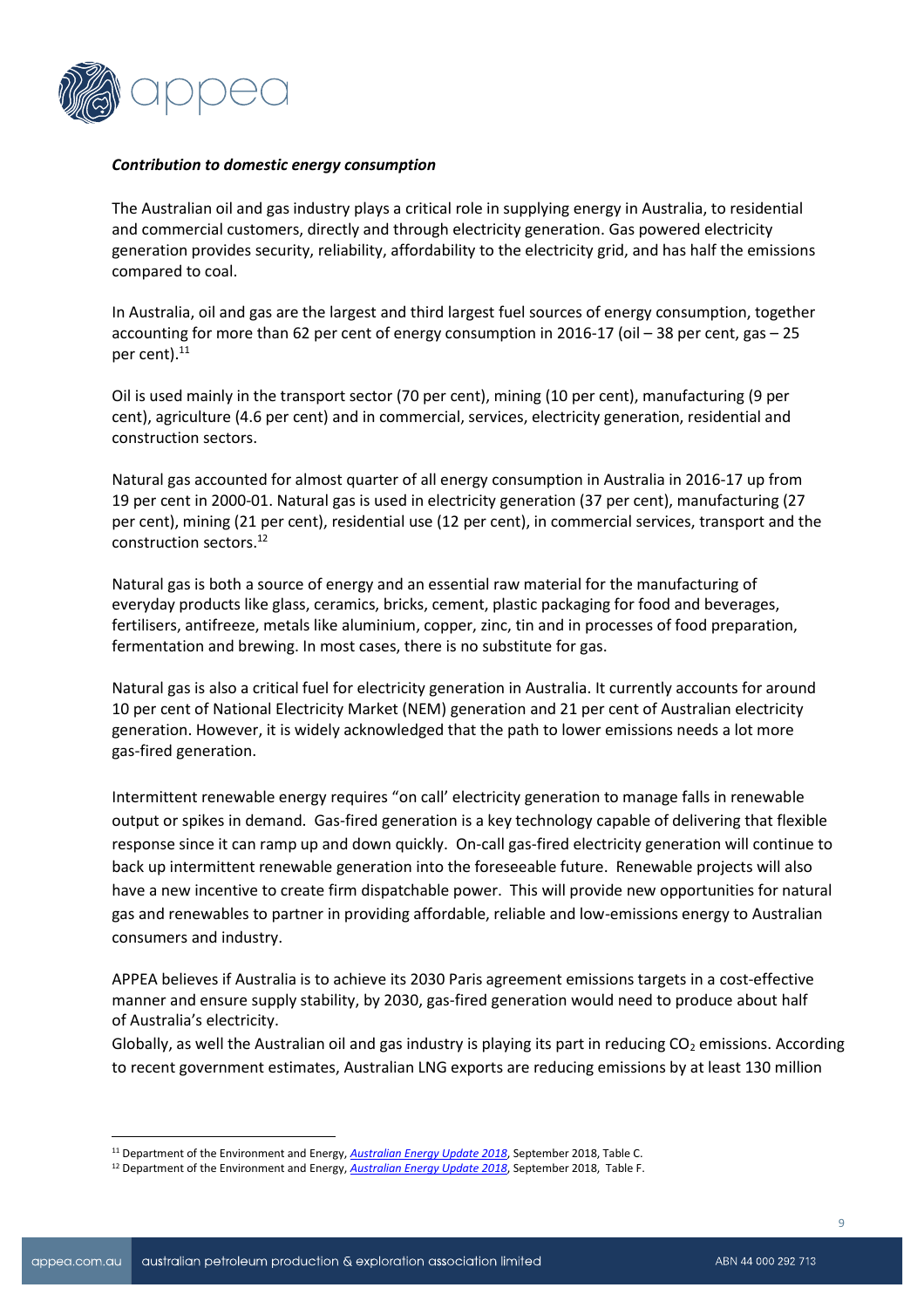***Contribution to domestic energy consumption***

The Australian oil and gas industry plays a critical role in supplying energy in Australia, to residential and commercial customers, directly and through electricity generation. Gas powered electricity generation provides security, reliability, affordability to the electricity grid, and has half the emissions compared to coal.

In Australia, oil and gas are the largest and third largest fuel sources of energy consumption, together accounting for more than 62 per cent of energy consumption in 2016-17 (oil – 38 per cent, gas – 25 per cent).[11]

Oil is used mainly in the transport sector (70 per cent), mining (10 per cent), manufacturing (9 per cent), agriculture (4.6 per cent) and in commercial, services, electricity generation, residential and construction sectors.

Natural gas accounted for almost quarter of all energy consumption in Australia in 2016-17 up from 19 per cent in 2000-01. Natural gas is used in electricity generation (37 per cent), manufacturing (27 per cent), mining (21 per cent), residential use (12 per cent), in commercial services, transport and the construction sectors.[12]

Natural gas is both a source of energy and an essential raw material for the manufacturing of everyday products like glass, ceramics, bricks, cement, plastic packaging for food and beverages, fertilisers, antifreeze, metals like aluminium, copper, zinc, tin and in processes of food preparation, fermentation and brewing. In most cases, there is no substitute for gas.

Natural gas is also a critical fuel for electricity generation in Australia. It currently accounts for around 10 per cent of National Electricity Market (NEM) generation and 21 per cent of Australian electricity generation. However, it is widely acknowledged that the path to lower emissions needs a lot more gas-fired generation.

Intermittent renewable energy requires "on call' electricity generation to manage falls in renewable output or spikes in demand. Gas-fired generation is a key technology capable of delivering that flexible response since it can ramp up and down quickly. On-call gas-fired electricity generation will continue to back up intermittent renewable generation into the foreseeable future. Renewable projects will also have a new incentive to create firm dispatchable power. This will provide new opportunities for natural gas and renewables to partner in providing affordable, reliable and low-emissions energy to Australian consumers and industry.

APPEA believes if Australia is to achieve its 2030 Paris agreement emissions targets in a cost-effective manner and ensure supply stability, by 2030, gas-fired generation would need to produce about half of Australia's electricity.

Globally, as well the Australian oil and gas industry is playing its part in reducing $CO_2$ emissions. According to recent government estimates, Australian LNG exports are reducing emissions by at least 130 million

---

[11] Department of the Environment and Energy, *Australian Energy Update 2018*, September 2018, Table C.

[12] Department of the Environment and Energy, *Australian Energy Update 2018*, September 2018, Table F.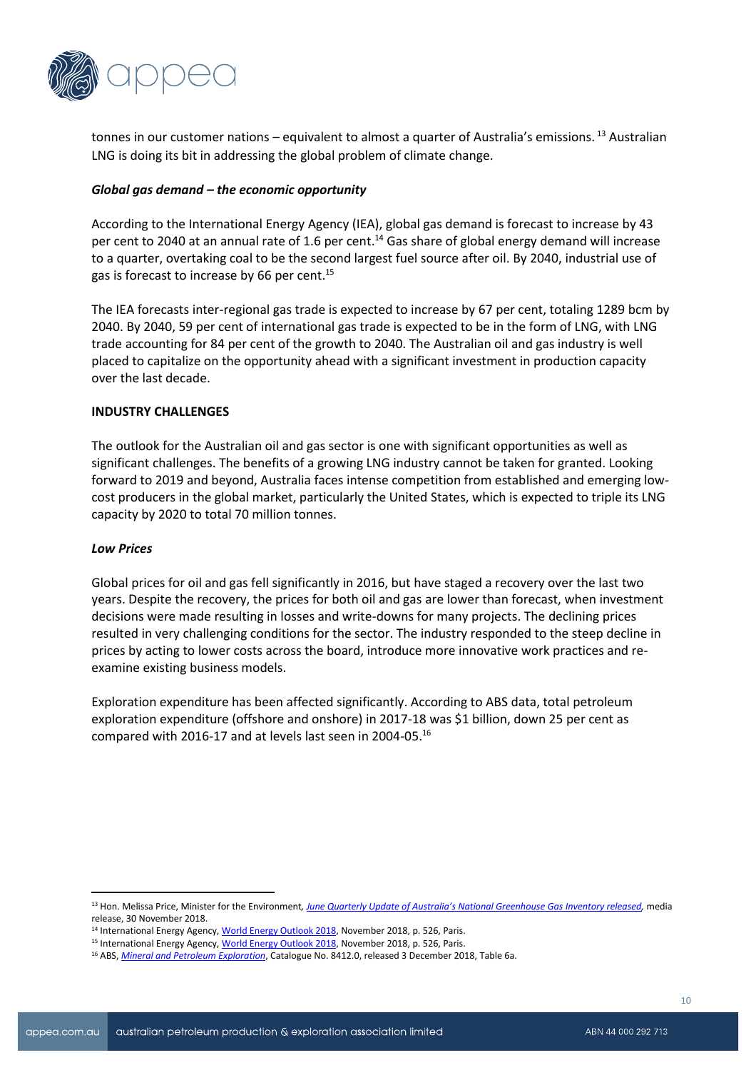tonnes in our customer nations – equivalent to almost a quarter of Australia's emissions. [13] Australian LNG is doing its bit in addressing the global problem of climate change.

### *Global gas demand – the economic opportunity*

According to the International Energy Agency (IEA), global gas demand is forecast to increase by 43 per cent to 2040 at an annual rate of 1.6 per cent.[14] Gas share of global energy demand will increase to a quarter, overtaking coal to be the second largest fuel source after oil. By 2040, industrial use of gas is forecast to increase by 66 per cent.[15]

The IEA forecasts inter-regional gas trade is expected to increase by 67 per cent, totaling 1289 bcm by 2040. By 2040, 59 per cent of international gas trade is expected to be in the form of LNG, with LNG trade accounting for 84 per cent of the growth to 2040. The Australian oil and gas industry is well placed to capitalize on the opportunity ahead with a significant investment in production capacity over the last decade.

## INDUSTRY CHALLENGES

The outlook for the Australian oil and gas sector is one with significant opportunities as well as significant challenges. The benefits of a growing LNG industry cannot be taken for granted. Looking forward to 2019 and beyond, Australia faces intense competition from established and emerging low-cost producers in the global market, particularly the United States, which is expected to triple its LNG capacity by 2020 to total 70 million tonnes.

### *Low Prices*

Global prices for oil and gas fell significantly in 2016, but have staged a recovery over the last two years. Despite the recovery, the prices for both oil and gas are lower than forecast, when investment decisions were made resulting in losses and write-downs for many projects. The declining prices resulted in very challenging conditions for the sector. The industry responded to the steep decline in prices by acting to lower costs across the board, introduce more innovative work practices and re-examine existing business models.

Exploration expenditure has been affected significantly. According to ABS data, total petroleum exploration expenditure (offshore and onshore) in 2017-18 was $1 billion, down 25 per cent as compared with 2016-17 and at levels last seen in 2004-05.[16]

---

[13] Hon. Melissa Price, Minister for the Environment, *June Quarterly Update of Australia's National Greenhouse Gas Inventory released*, media release, 30 November 2018.

[14] International Energy Agency, World Energy Outlook 2018, November 2018, p. 526, Paris.

[15] International Energy Agency, World Energy Outlook 2018, November 2018, p. 526, Paris.

[16] ABS, *Mineral and Petroleum Exploration*, Catalogue No. 8412.0, released 3 December 2018, Table 6a.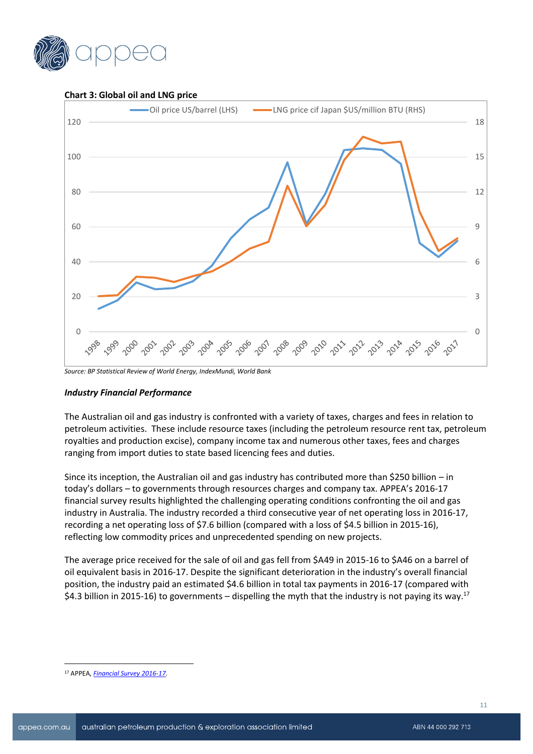**Chart 3: Global oil and LNG price**

*Source: BP Statistical Review of World Energy, IndexMundi, World Bank*

### *Industry Financial Performance*

The Australian oil and gas industry is confronted with a variety of taxes, charges and fees in relation to petroleum activities. These include resource taxes (including the petroleum resource rent tax, petroleum royalties and production excise), company income tax and numerous other taxes, fees and charges ranging from import duties to state based licencing fees and duties.

Since its inception, the Australian oil and gas industry has contributed more than $250 billion – in today's dollars – to governments through resources charges and company tax. APPEA's 2016-17 financial survey results highlighted the challenging operating conditions confronting the oil and gas industry in Australia. The industry recorded a third consecutive year of net operating loss in 2016-17, recording a net operating loss of $7.6 billion (compared with a loss of $4.5 billion in 2015-16), reflecting low commodity prices and unprecedented spending on new projects.

The average price received for the sale of oil and gas fell from $A49 in 2015-16 to $A46 on a barrel of oil equivalent basis in 2016-17. Despite the significant deterioration in the industry's overall financial position, the industry paid an estimated $4.6 billion in total tax payments in 2016-17 (compared with $4.3 billion in 2015-16) to governments – dispelling the myth that the industry is not paying its way.[17]

---

[17] APPEA, *Financial Survey 2016-17*.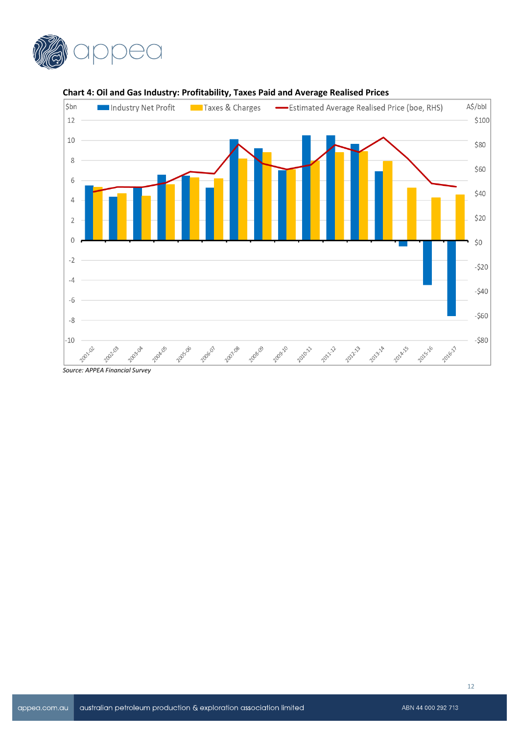**Chart 4: Oil and Gas Industry: Profitability, Taxes Paid and Average Realised Prices**

$bn

Industry Net Profit

Taxes & Charges

Estimated Average Realised Price (boe, RHS)

A$/bbl

12
10
8
6
4
2
0
-2
-4
-6
-8
-10

$100
$80
$60
$40
$20
$0
-$20
-$40
-$60
-$80

2001-02
2002-03
2003-04
2004-05
2005-06
2006-07
2007-08
2008-09
2009-10
2010-11
2011-12
2012-13
2013-14
2014-15
2015-16
2016-17

*Source: APPEA Financial Survey*